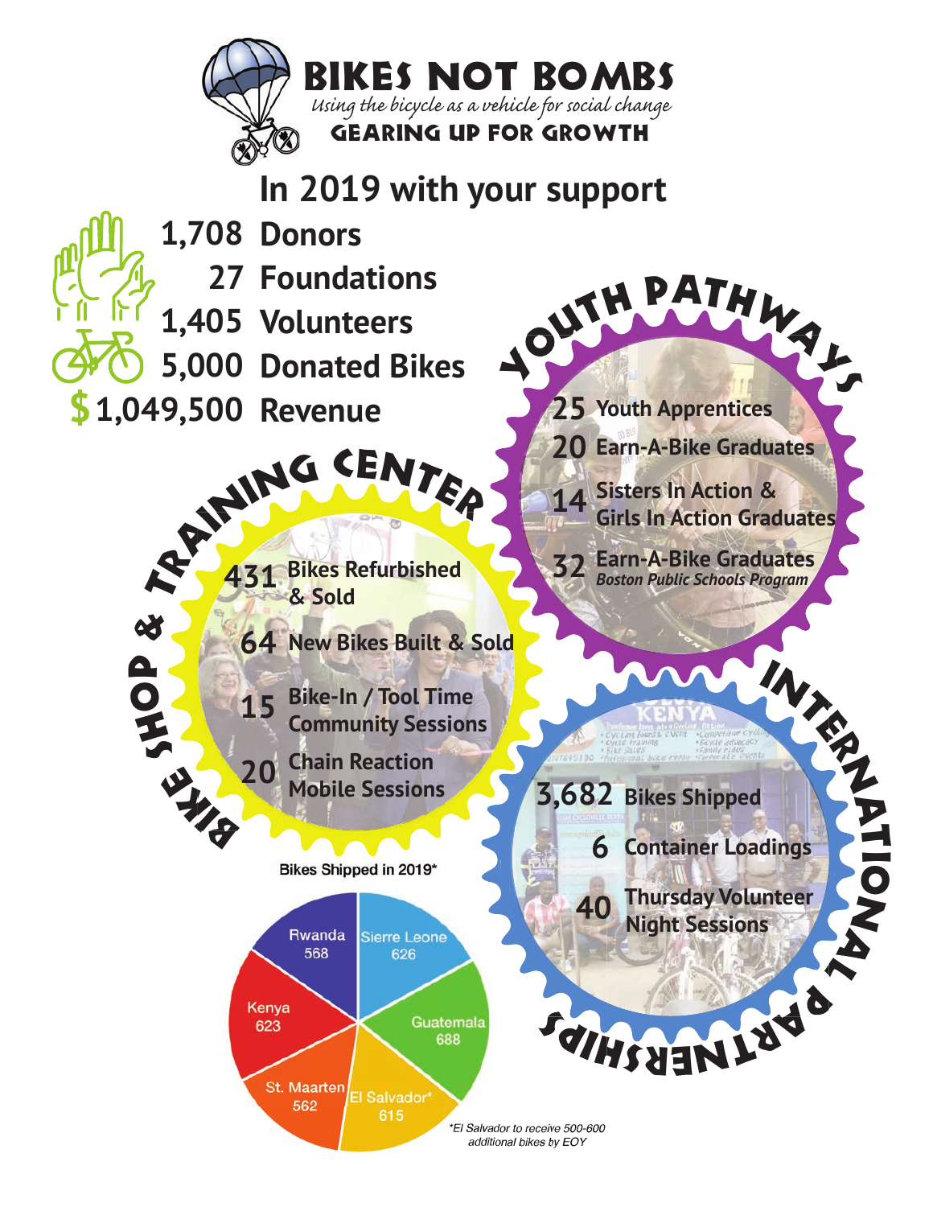# BIKES NOT BOMBS

*Using the bicycle as a vehicle for social change*

**GEARING UP FOR GROWTH**

## In 2019 with your support

- **1,708** Donors
- **27** Foundations
- **1,405** Volunteers
- **5,000** Donated Bikes
- **$1,049,500** Revenue

## YOUTH PATHWAYS

- **25** Youth Apprentices
- **20** Earn-A-Bike Graduates
- **14** Sisters In Action & Girls In Action Graduates
- **32** Earn-A-Bike Graduates *Boston Public Schools Program*

## BIKE SHOP & TRAINING CENTER

- **431** Bikes Refurbished & Sold
- **64** New Bikes Built & Sold
- **15** Bike-In / Tool Time Community Sessions
- **20** Chain Reaction Mobile Sessions

## INTERNATIONAL PARTNERSHIPS

- **3,682** Bikes Shipped
- **6** Container Loadings
- **40** Thursday Volunteer Night Sessions

### Bikes Shipped in 2019*

| Country | Bikes |
|---|---|
| Rwanda | 568 |
| Sierre Leone | 626 |
| Guatemala | 688 |
| El Salvador* | 615 |
| St. Maarten | 562 |
| Kenya | 623 |

*El Salvador to receive 500-600 additional bikes by EOY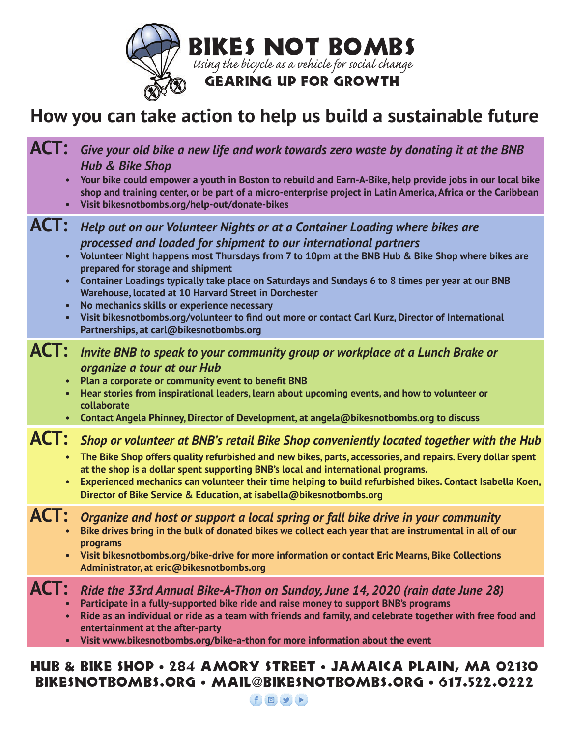# BIKES NOT BOMBS

*Using the bicycle as a vehicle for social change*

## GEARING UP FOR GROWTH

## How you can take action to help us build a sustainable future

**ACT:** ***Give your old bike a new life and work towards zero waste by donating it at the BNB Hub & Bike Shop***

- **Your bike could empower a youth in Boston to rebuild and Earn-A-Bike, help provide jobs in our local bike shop and training center, or be part of a micro-enterprise project in Latin America, Africa or the Caribbean**
- **Visit bikesnotbombs.org/help-out/donate-bikes**

**ACT:** ***Help out on our Volunteer Nights or at a Container Loading where bikes are processed and loaded for shipment to our international partners***

- **Volunteer Night happens most Thursdays from 7 to 10pm at the BNB Hub & Bike Shop where bikes are prepared for storage and shipment**
- **Container Loadings typically take place on Saturdays and Sundays 6 to 8 times per year at our BNB Warehouse, located at 10 Harvard Street in Dorchester**
- **No mechanics skills or experience necessary**
- **Visit bikesnotbombs.org/volunteer to find out more or contact Carl Kurz, Director of International Partnerships, at carl@bikesnotbombs.org**

**ACT:** ***Invite BNB to speak to your community group or workplace at a Lunch Brake or organize a tour at our Hub***

- **Plan a corporate or community event to benefit BNB**
- **Hear stories from inspirational leaders, learn about upcoming events, and how to volunteer or collaborate**
- **Contact Angela Phinney, Director of Development, at angela@bikesnotbombs.org to discuss**

**ACT:** ***Shop or volunteer at BNB's retail Bike Shop conveniently located together with the Hub***

- **The Bike Shop offers quality refurbished and new bikes, parts, accessories, and repairs. Every dollar spent at the shop is a dollar spent supporting BNB's local and international programs.**
- **Experienced mechanics can volunteer their time helping to build refurbished bikes. Contact Isabella Koen, Director of Bike Service & Education, at isabella@bikesnotbombs.org**

**ACT:** ***Organize and host or support a local spring or fall bike drive in your community***

- **Bike drives bring in the bulk of donated bikes we collect each year that are instrumental in all of our programs**
- **Visit bikesnotbombs.org/bike-drive for more information or contact Eric Mearns, Bike Collections Administrator, at eric@bikesnotbombs.org**

**ACT:** ***Ride the 33rd Annual Bike-A-Thon on Sunday, June 14, 2020 (rain date June 28)***

- **Participate in a fully-supported bike ride and raise money to support BNB's programs**
- **Ride as an individual or ride as a team with friends and family, and celebrate together with free food and entertainment at the after-party**
- **Visit www.bikesnotbombs.org/bike-a-thon for more information about the event**

**HUB & BIKE SHOP • 284 AMORY STREET • JAMAICA PLAIN, MA 02130**
**BIKESNOTBOMBS.ORG • MAIL@BIKESNOTBOMBS.ORG • 617.522.0222**